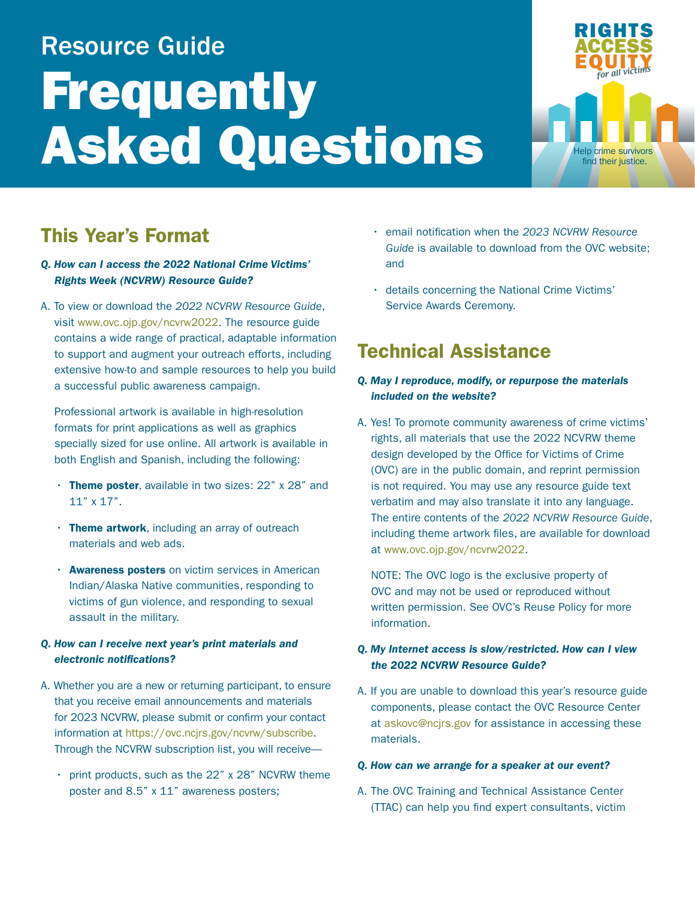Resource Guide

# Frequently Asked Questions

## This Year's Format

***Q. How can I access the 2022 National Crime Victims' Rights Week (NCVRW) Resource Guide?***

A. To view or download the *2022 NCVRW Resource Guide*, visit www.ovc.ojp.gov/ncvrw2022. The resource guide contains a wide range of practical, adaptable information to support and augment your outreach efforts, including extensive how-to and sample resources to help you build a successful public awareness campaign.

Professional artwork is available in high-resolution formats for print applications as well as graphics specially sized for use online. All artwork is available in both English and Spanish, including the following:

- **Theme poster**, available in two sizes: 22" x 28" and 11" x 17".
- **Theme artwork**, including an array of outreach materials and web ads.
- **Awareness posters** on victim services in American Indian/Alaska Native communities, responding to victims of gun violence, and responding to sexual assault in the military.

***Q. How can I receive next year's print materials and electronic notifications?***

A. Whether you are a new or returning participant, to ensure that you receive email announcements and materials for 2023 NCVRW, please submit or confirm your contact information at https://ovc.ncjrs.gov/ncvrw/subscribe. Through the NCVRW subscription list, you will receive—

- print products, such as the 22" x 28" NCVRW theme poster and 8.5" x 11" awareness posters;
- email notification when the *2023 NCVRW Resource Guide* is available to download from the OVC website; and
- details concerning the National Crime Victims' Service Awards Ceremony.

## Technical Assistance

***Q. May I reproduce, modify, or repurpose the materials included on the website?***

A. Yes! To promote community awareness of crime victims' rights, all materials that use the 2022 NCVRW theme design developed by the Office for Victims of Crime (OVC) are in the public domain, and reprint permission is not required. You may use any resource guide text verbatim and may also translate it into any language. The entire contents of the *2022 NCVRW Resource Guide*, including theme artwork files, are available for download at www.ovc.ojp.gov/ncvrw2022.

NOTE: The OVC logo is the exclusive property of OVC and may not be used or reproduced without written permission. See OVC's Reuse Policy for more information.

***Q. My Internet access is slow/restricted. How can I view the 2022 NCVRW Resource Guide?***

A. If you are unable to download this year's resource guide components, please contact the OVC Resource Center at askovc@ncjrs.gov for assistance in accessing these materials.

***Q. How can we arrange for a speaker at our event?***

A. The OVC Training and Technical Assistance Center (TTAC) can help you find expert consultants, victim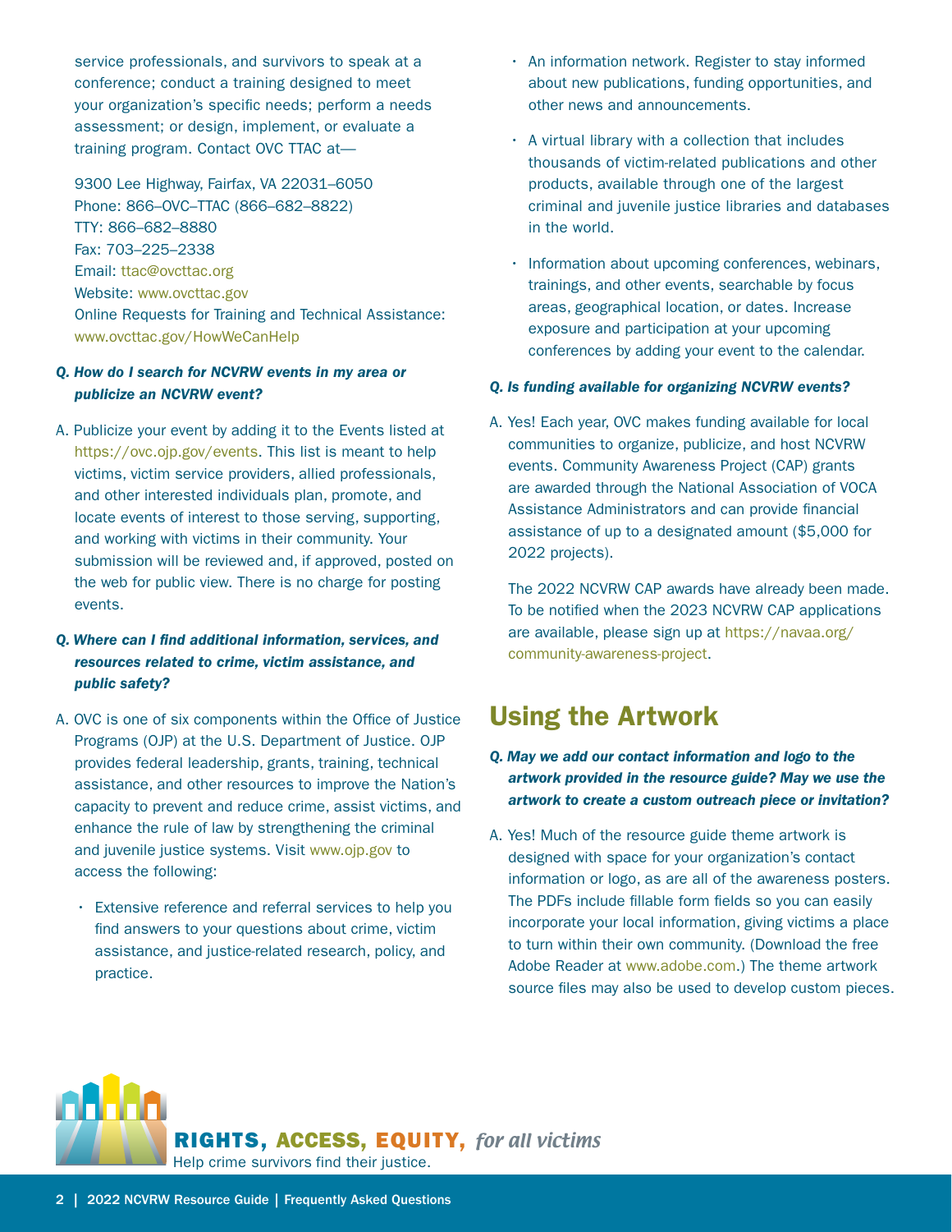service professionals, and survivors to speak at a conference; conduct a training designed to meet your organization's specific needs; perform a needs assessment; or design, implement, or evaluate a training program. Contact OVC TTAC at—

9300 Lee Highway, Fairfax, VA 22031–6050
Phone: 866–OVC–TTAC (866–682–8822)
TTY: 866–682–8880
Fax: 703–225–2338
Email: ttac@ovcttac.org
Website: www.ovcttac.gov
Online Requests for Training and Technical Assistance: www.ovcttac.gov/HowWeCanHelp

***Q. How do I search for NCVRW events in my area or publicize an NCVRW event?***

A. Publicize your event by adding it to the Events listed at https://ovc.ojp.gov/events. This list is meant to help victims, victim service providers, allied professionals, and other interested individuals plan, promote, and locate events of interest to those serving, supporting, and working with victims in their community. Your submission will be reviewed and, if approved, posted on the web for public view. There is no charge for posting events.

***Q. Where can I find additional information, services, and resources related to crime, victim assistance, and public safety?***

A. OVC is one of six components within the Office of Justice Programs (OJP) at the U.S. Department of Justice. OJP provides federal leadership, grants, training, technical assistance, and other resources to improve the Nation's capacity to prevent and reduce crime, assist victims, and enhance the rule of law by strengthening the criminal and juvenile justice systems. Visit www.ojp.gov to access the following:

- Extensive reference and referral services to help you find answers to your questions about crime, victim assistance, and justice-related research, policy, and practice.
- An information network. Register to stay informed about new publications, funding opportunities, and other news and announcements.
- A virtual library with a collection that includes thousands of victim-related publications and other products, available through one of the largest criminal and juvenile justice libraries and databases in the world.
- Information about upcoming conferences, webinars, trainings, and other events, searchable by focus areas, geographical location, or dates. Increase exposure and participation at your upcoming conferences by adding your event to the calendar.

***Q. Is funding available for organizing NCVRW events?***

A. Yes! Each year, OVC makes funding available for local communities to organize, publicize, and host NCVRW events. Community Awareness Project (CAP) grants are awarded through the National Association of VOCA Assistance Administrators and can provide financial assistance of up to a designated amount ($5,000 for 2022 projects).

The 2022 NCVRW CAP awards have already been made. To be notified when the 2023 NCVRW CAP applications are available, please sign up at https://navaa.org/community-awareness-project.

## Using the Artwork

***Q. May we add our contact information and logo to the artwork provided in the resource guide? May we use the artwork to create a custom outreach piece or invitation?***

A. Yes! Much of the resource guide theme artwork is designed with space for your organization's contact information or logo, as are all of the awareness posters. The PDFs include fillable form fields so you can easily incorporate your local information, giving victims a place to turn within their own community. (Download the free Adobe Reader at www.adobe.com.) The theme artwork source files may also be used to develop custom pieces.

RIGHTS, ACCESS, EQUITY, *for all victims*
Help crime survivors find their justice.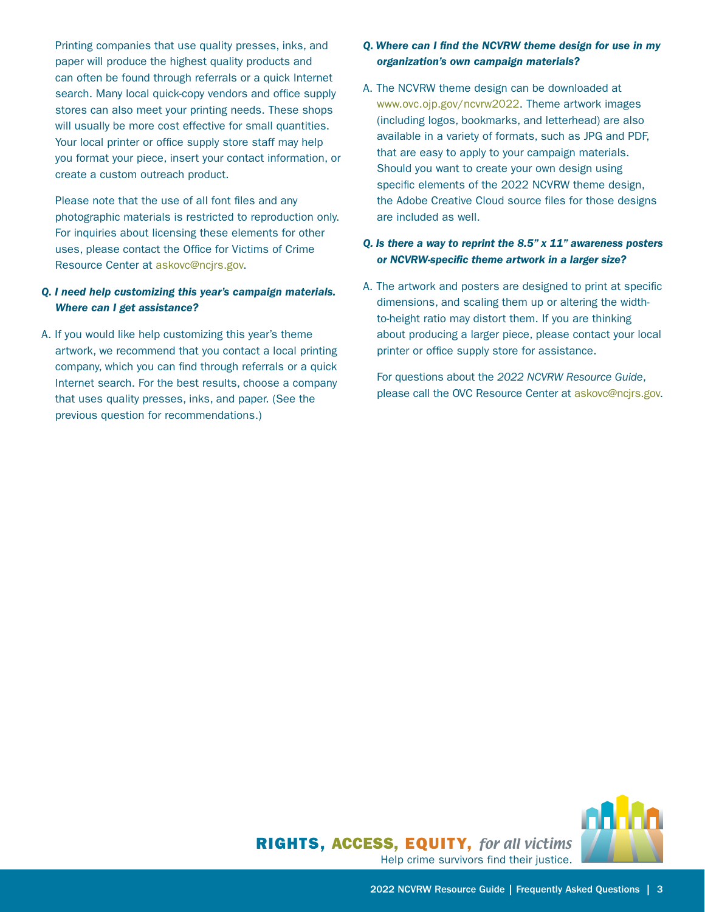Printing companies that use quality presses, inks, and paper will produce the highest quality products and can often be found through referrals or a quick Internet search. Many local quick-copy vendors and office supply stores can also meet your printing needs. These shops will usually be more cost effective for small quantities. Your local printer or office supply store staff may help you format your piece, insert your contact information, or create a custom outreach product.

Please note that the use of all font files and any photographic materials is restricted to reproduction only. For inquiries about licensing these elements for other uses, please contact the Office for Victims of Crime Resource Center at askovc@ncjrs.gov.

***Q. I need help customizing this year's campaign materials. Where can I get assistance?***

A. If you would like help customizing this year's theme artwork, we recommend that you contact a local printing company, which you can find through referrals or a quick Internet search. For the best results, choose a company that uses quality presses, inks, and paper. (See the previous question for recommendations.)

***Q. Where can I find the NCVRW theme design for use in my organization's own campaign materials?***

A. The NCVRW theme design can be downloaded at www.ovc.ojp.gov/ncvrw2022. Theme artwork images (including logos, bookmarks, and letterhead) are also available in a variety of formats, such as JPG and PDF, that are easy to apply to your campaign materials. Should you want to create your own design using specific elements of the 2022 NCVRW theme design, the Adobe Creative Cloud source files for those designs are included as well.

***Q. Is there a way to reprint the 8.5" x 11" awareness posters or NCVRW-specific theme artwork in a larger size?***

A. The artwork and posters are designed to print at specific dimensions, and scaling them up or altering the width-to-height ratio may distort them. If you are thinking about producing a larger piece, please contact your local printer or office supply store for assistance.

For questions about the *2022 NCVRW Resource Guide*, please call the OVC Resource Center at askovc@ncjrs.gov.

**RIGHTS, ACCESS, EQUITY,** *for all victims*
Help crime survivors find their justice.